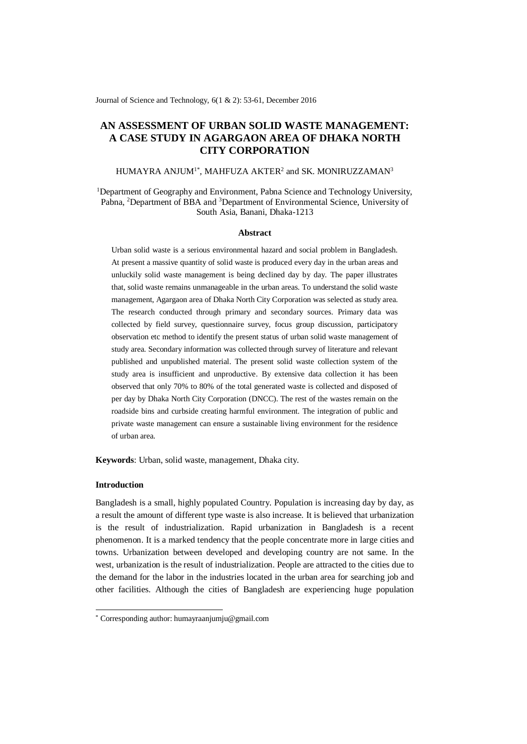# AN ASSESSMENT OF URBAN SOLID WASTE MANAGEMENT: A CASE STUDY IN AGARGAON AREA OF DHAKA NORTH CITY CORPORATION

HUMAYRA ANJUM[1*], MAHFUZA AKTER[2] and SK. MONIRUZZAMAN[3]

[1]Department of Geography and Environment, Pabna Science and Technology University, Pabna, [2]Department of BBA and [3]Department of Environmental Science, University of South Asia, Banani, Dhaka-1213

## Abstract

Urban solid waste is a serious environmental hazard and social problem in Bangladesh. At present a massive quantity of solid waste is produced every day in the urban areas and unluckily solid waste management is being declined day by day. The paper illustrates that, solid waste remains unmanageable in the urban areas. To understand the solid waste management, Agargaon area of Dhaka North City Corporation was selected as study area. The research conducted through primary and secondary sources. Primary data was collected by field survey, questionnaire survey, focus group discussion, participatory observation etc method to identify the present status of urban solid waste management of study area. Secondary information was collected through survey of literature and relevant published and unpublished material. The present solid waste collection system of the study area is insufficient and unproductive. By extensive data collection it has been observed that only 70% to 80% of the total generated waste is collected and disposed of per day by Dhaka North City Corporation (DNCC). The rest of the wastes remain on the roadside bins and curbside creating harmful environment. The integration of public and private waste management can ensure a sustainable living environment for the residence of urban area.

**Keywords**: Urban, solid waste, management, Dhaka city.

## Introduction

Bangladesh is a small, highly populated Country. Population is increasing day by day, as a result the amount of different type waste is also increase. It is believed that urbanization is the result of industrialization. Rapid urbanization in Bangladesh is a recent phenomenon. It is a marked tendency that the people concentrate more in large cities and towns. Urbanization between developed and developing country are not same. In the west, urbanization is the result of industrialization. People are attracted to the cities due to the demand for the labor in the industries located in the urban area for searching job and other facilities. Although the cities of Bangladesh are experiencing huge population

[*] Corresponding author: humayraanjumju@gmail.com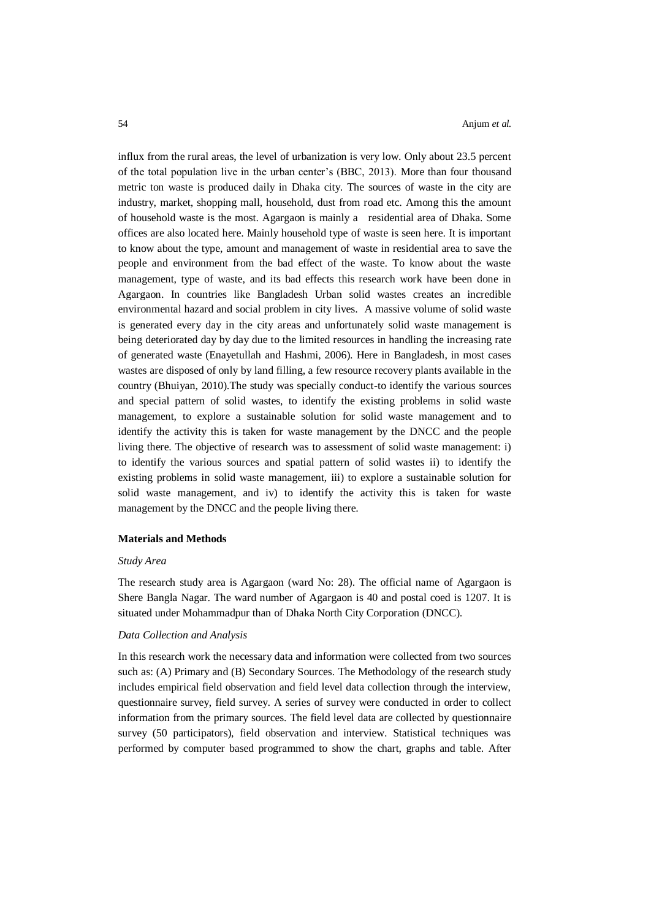influx from the rural areas, the level of urbanization is very low. Only about 23.5 percent of the total population live in the urban center's (BBC, 2013). More than four thousand metric ton waste is produced daily in Dhaka city. The sources of waste in the city are industry, market, shopping mall, household, dust from road etc. Among this the amount of household waste is the most. Agargaon is mainly a residential area of Dhaka. Some offices are also located here. Mainly household type of waste is seen here. It is important to know about the type, amount and management of waste in residential area to save the people and environment from the bad effect of the waste. To know about the waste management, type of waste, and its bad effects this research work have been done in Agargaon. In countries like Bangladesh Urban solid wastes creates an incredible environmental hazard and social problem in city lives. A massive volume of solid waste is generated every day in the city areas and unfortunately solid waste management is being deteriorated day by day due to the limited resources in handling the increasing rate of generated waste (Enayetullah and Hashmi, 2006). Here in Bangladesh, in most cases wastes are disposed of only by land filling, a few resource recovery plants available in the country (Bhuiyan, 2010).The study was specially conduct-to identify the various sources and special pattern of solid wastes, to identify the existing problems in solid waste management, to explore a sustainable solution for solid waste management and to identify the activity this is taken for waste management by the DNCC and the people living there. The objective of research was to assessment of solid waste management: i) to identify the various sources and spatial pattern of solid wastes ii) to identify the existing problems in solid waste management, iii) to explore a sustainable solution for solid waste management, and iv) to identify the activity this is taken for waste management by the DNCC and the people living there.

## Materials and Methods

### *Study Area*

The research study area is Agargaon (ward No: 28). The official name of Agargaon is Shere Bangla Nagar. The ward number of Agargaon is 40 and postal coed is 1207. It is situated under Mohammadpur than of Dhaka North City Corporation (DNCC).

### *Data Collection and Analysis*

In this research work the necessary data and information were collected from two sources such as: (A) Primary and (B) Secondary Sources. The Methodology of the research study includes empirical field observation and field level data collection through the interview, questionnaire survey, field survey. A series of survey were conducted in order to collect information from the primary sources. The field level data are collected by questionnaire survey (50 participators), field observation and interview. Statistical techniques was performed by computer based programmed to show the chart, graphs and table. After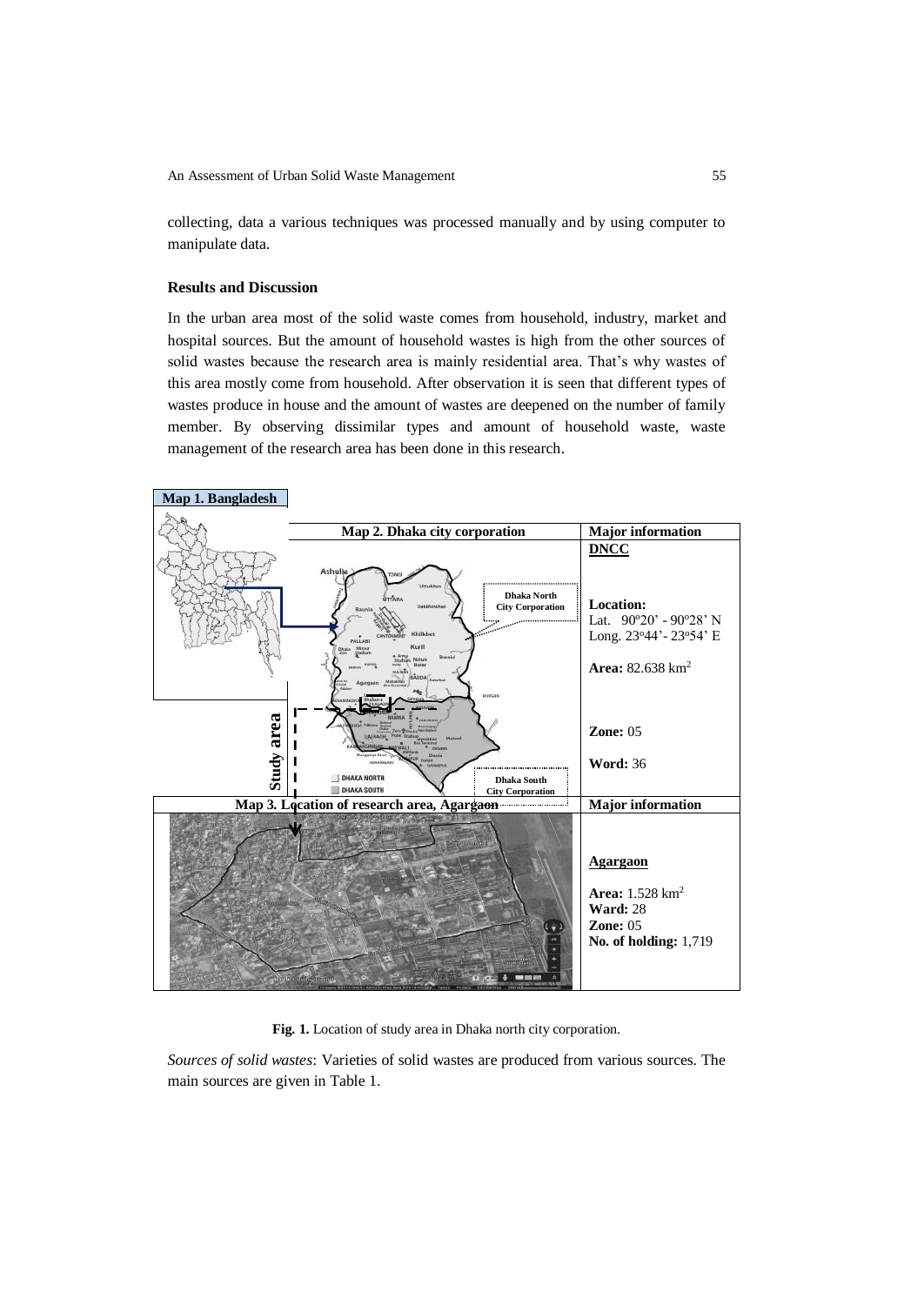collecting, data a various techniques was processed manually and by using computer to manipulate data.

**Results and Discussion**

In the urban area most of the solid waste comes from household, industry, market and hospital sources. But the amount of household wastes is high from the other sources of solid wastes because the research area is mainly residential area. That's why wastes of this area mostly come from household. After observation it is seen that different types of wastes produce in house and the amount of wastes are deepened on the number of family member. By observing dissimilar types and amount of household waste, waste management of the research area has been done in this research.

| Map 1. Bangladesh | Map 2. Dhaka city corporation | Major information |
|---|---|---|
| | | **DNCC** |
| | | **Location:** Lat. 90º20' - 90º28' N Long. 23º44'- 23º54' E |
| | | **Area:** 82.638 km² |
| | | **Zone:** 05 |
| | | **Word:** 36 |
| **Map 3. Location of research area, Agargaon** | | **Major information** |
| | | **Agargaon** |
| | | **Area:** 1.528 km² |
| | | **Ward:** 28 |
| | | **Zone:** 05 |
| | | **No. of holding:** 1,719 |

**Fig. 1.** Location of study area in Dhaka north city corporation.

*Sources of solid wastes*: Varieties of solid wastes are produced from various sources. The main sources are given in Table 1.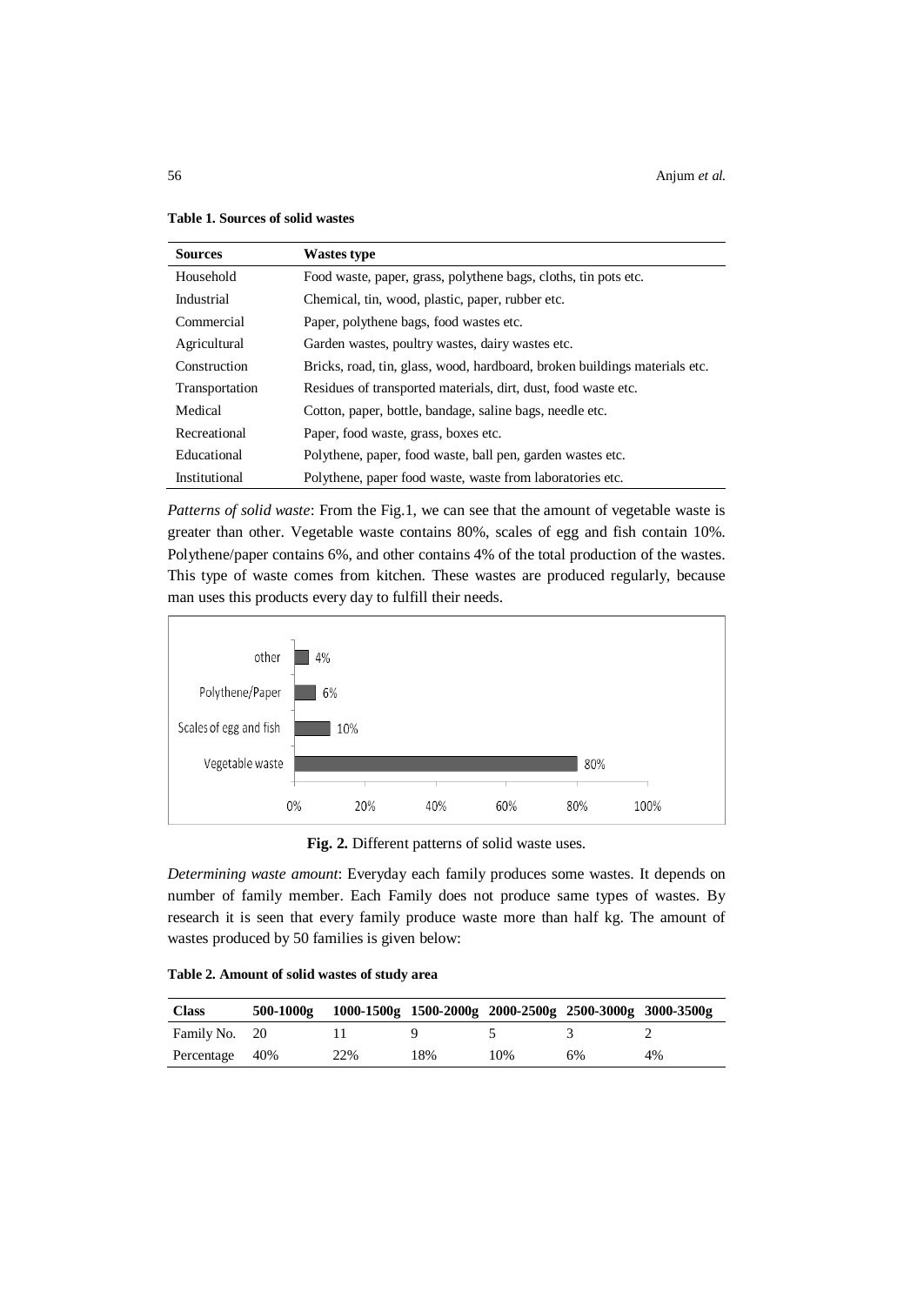**Table 1. Sources of solid wastes**

| Sources | Wastes type |
|---|---|
| Household | Food waste, paper, grass, polythene bags, cloths, tin pots etc. |
| Industrial | Chemical, tin, wood, plastic, paper, rubber etc. |
| Commercial | Paper, polythene bags, food wastes etc. |
| Agricultural | Garden wastes, poultry wastes, dairy wastes etc. |
| Construction | Bricks, road, tin, glass, wood, hardboard, broken buildings materials etc. |
| Transportation | Residues of transported materials, dirt, dust, food waste etc. |
| Medical | Cotton, paper, bottle, bandage, saline bags, needle etc. |
| Recreational | Paper, food waste, grass, boxes etc. |
| Educational | Polythene, paper, food waste, ball pen, garden wastes etc. |
| Institutional | Polythene, paper food waste, waste from laboratories etc. |

*Patterns of solid waste*: From the Fig.1, we can see that the amount of vegetable waste is greater than other. Vegetable waste contains 80%, scales of egg and fish contain 10%. Polythene/paper contains 6%, and other contains 4% of the total production of the wastes. This type of waste comes from kitchen. These wastes are produced regularly, because man uses this products every day to fulfill their needs.

| Category | Percentage |
|---|---|
| other | 4% |
| Polythene/Paper | 6% |
| Scales of egg and fish | 10% |
| Vegetable waste | 80% |

**Fig. 2.** Different patterns of solid waste uses.

*Determining waste amount*: Everyday each family produces some wastes. It depends on number of family member. Each Family does not produce same types of wastes. By research it is seen that every family produce waste more than half kg. The amount of wastes produced by 50 families is given below:

**Table 2. Amount of solid wastes of study area**

| Class | 500-1000g | 1000-1500g | 1500-2000g | 2000-2500g | 2500-3000g | 3000-3500g |
|---|---|---|---|---|---|---|
| Family No. | 20 | 11 | 9 | 5 | 3 | 2 |
| Percentage | 40% | 22% | 18% | 10% | 6% | 4% |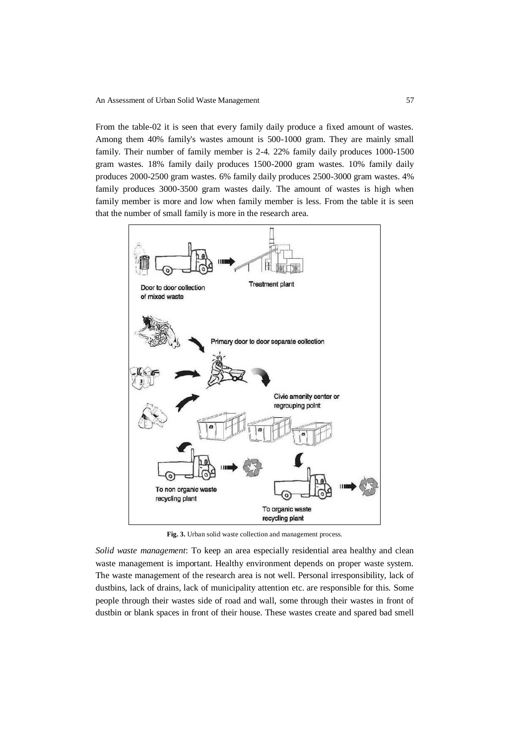From the table-02 it is seen that every family daily produce a fixed amount of wastes. Among them 40% family's wastes amount is 500-1000 gram. They are mainly small family. Their number of family member is 2-4. 22% family daily produces 1000-1500 gram wastes. 18% family daily produces 1500-2000 gram wastes. 10% family daily produces 2000-2500 gram wastes. 6% family daily produces 2500-3000 gram wastes. 4% family produces 3000-3500 gram wastes daily. The amount of wastes is high when family member is more and low when family member is less. From the table it is seen that the number of small family is more in the research area.

**Fig. 3.** Urban solid waste collection and management process.

*Solid waste management*: To keep an area especially residential area healthy and clean waste management is important. Healthy environment depends on proper waste system. The waste management of the research area is not well. Personal irresponsibility, lack of dustbins, lack of drains, lack of municipality attention etc. are responsible for this. Some people through their wastes side of road and wall, some through their wastes in front of dustbin or blank spaces in front of their house. These wastes create and spared bad smell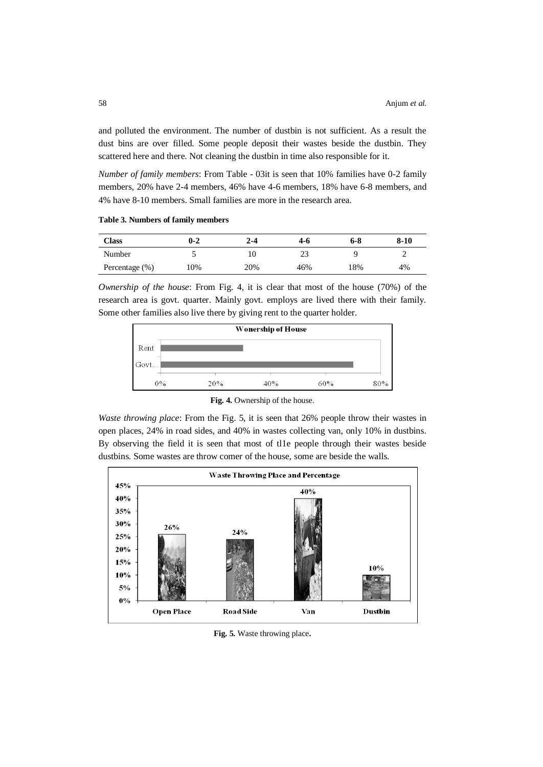and polluted the environment. The number of dustbin is not sufficient. As a result the dust bins are over filled. Some people deposit their wastes beside the dustbin. They scattered here and there. Not cleaning the dustbin in time also responsible for it.

*Number of family members*: From Table - 03it is seen that 10% families have 0-2 family members, 20% have 2-4 members, 46% have 4-6 members, 18% have 6-8 members, and 4% have 8-10 members. Small families are more in the research area.

**Table 3. Numbers of family members**

| Class | 0-2 | 2-4 | 4-6 | 6-8 | 8-10 |
|---|---|---|---|---|---|
| Number | 5 | 10 | 23 | 9 | 2 |
| Percentage (%) | 10% | 20% | 46% | 18% | 4% |

*Ownership of the house*: From Fig. 4, it is clear that most of the house (70%) of the research area is govt. quarter. Mainly govt. employs are lived there with their family. Some other families also live there by giving rent to the quarter holder.

**Fig. 4.** Ownership of the house.

*Waste throwing place*: From the Fig. 5, it is seen that 26% people throw their wastes in open places, 24% in road sides, and 40% in wastes collecting van, only 10% in dustbins. By observing the field it is seen that most of tl1e people through their wastes beside dustbins. Some wastes are throw comer of the house, some are beside the walls.

**Fig. 5.** Waste throwing place.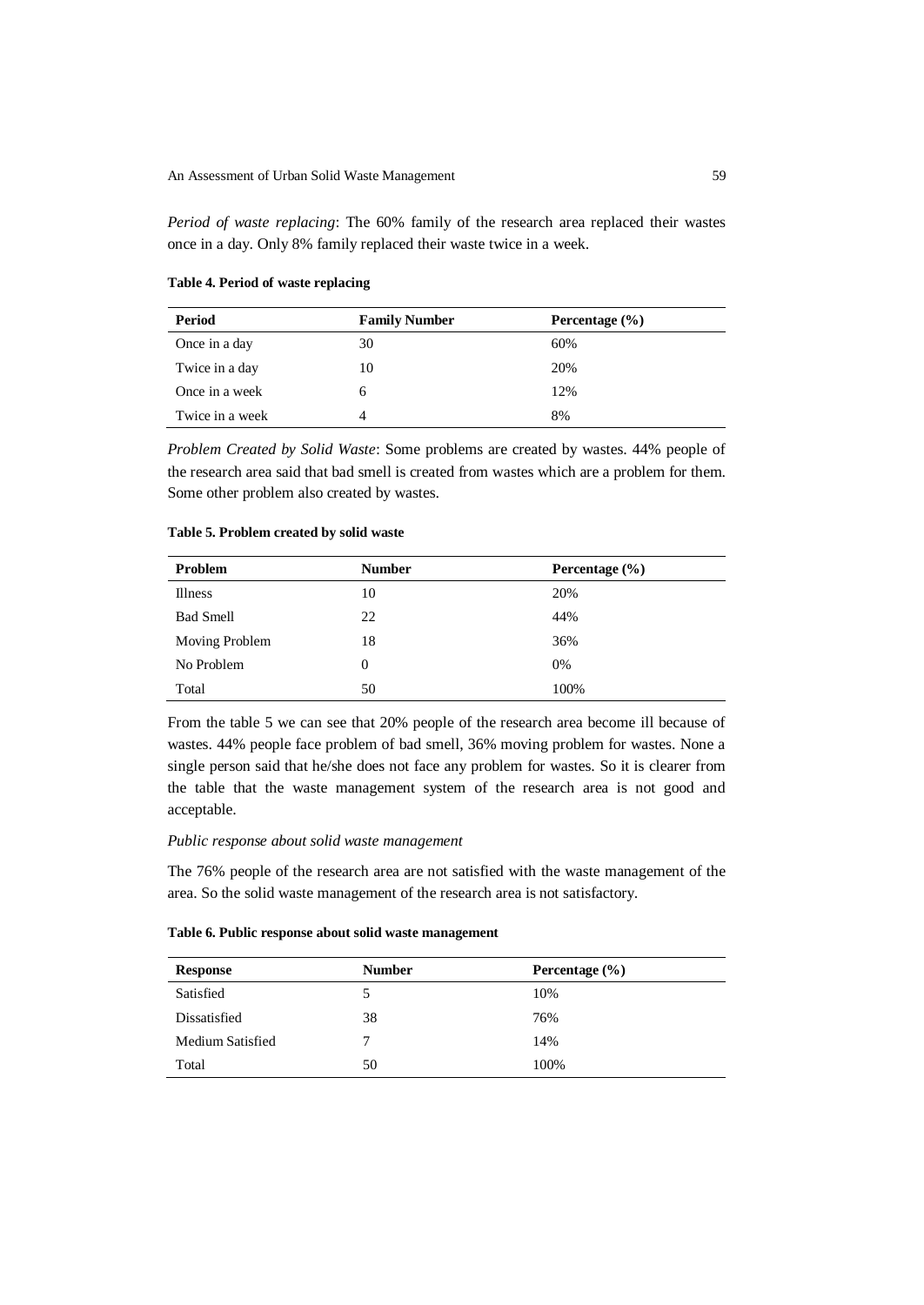*Period of waste replacing*: The 60% family of the research area replaced their wastes once in a day. Only 8% family replaced their waste twice in a week.

**Table 4. Period of waste replacing**

| Period | Family Number | Percentage (%) |
|---|---|---|
| Once in a day | 30 | 60% |
| Twice in a day | 10 | 20% |
| Once in a week | 6 | 12% |
| Twice in a week | 4 | 8% |

*Problem Created by Solid Waste*: Some problems are created by wastes. 44% people of the research area said that bad smell is created from wastes which are a problem for them. Some other problem also created by wastes.

**Table 5. Problem created by solid waste**

| Problem | Number | Percentage (%) |
|---|---|---|
| Illness | 10 | 20% |
| Bad Smell | 22 | 44% |
| Moving Problem | 18 | 36% |
| No Problem | 0 | 0% |
| Total | 50 | 100% |

From the table 5 we can see that 20% people of the research area become ill because of wastes. 44% people face problem of bad smell, 36% moving problem for wastes. None a single person said that he/she does not face any problem for wastes. So it is clearer from the table that the waste management system of the research area is not good and acceptable.

*Public response about solid waste management*

The 76% people of the research area are not satisfied with the waste management of the area. So the solid waste management of the research area is not satisfactory.

**Table 6. Public response about solid waste management**

| Response | Number | Percentage (%) |
|---|---|---|
| Satisfied | 5 | 10% |
| Dissatisfied | 38 | 76% |
| Medium Satisfied | 7 | 14% |
| Total | 50 | 100% |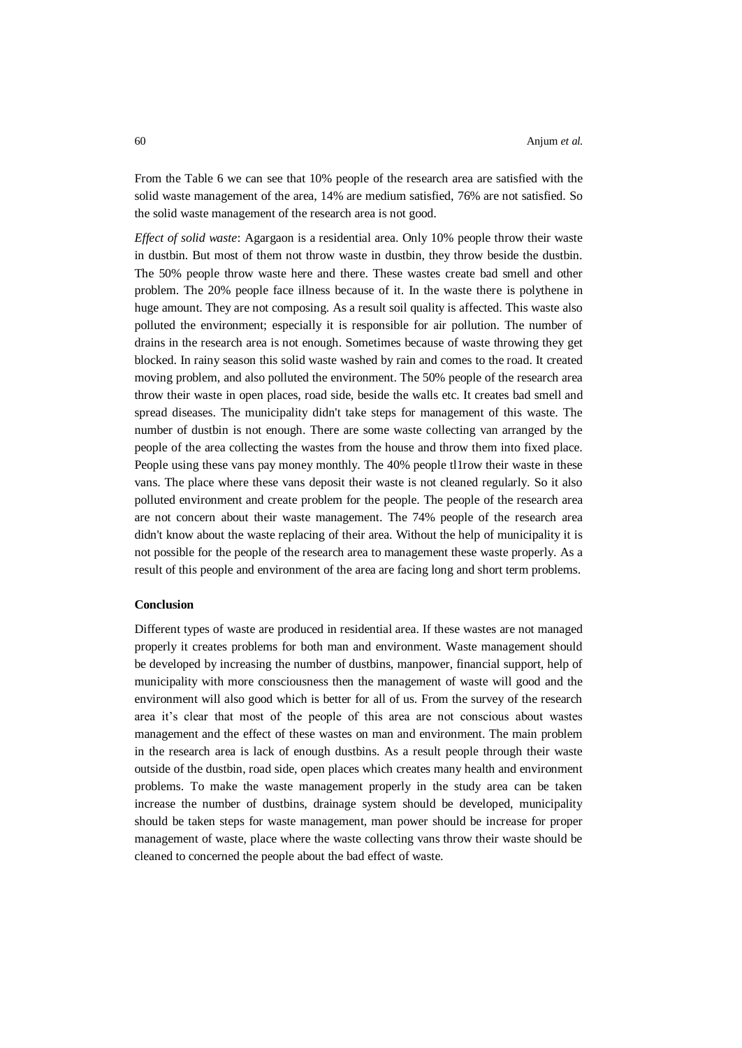From the Table 6 we can see that 10% people of the research area are satisfied with the solid waste management of the area, 14% are medium satisfied, 76% are not satisfied. So the solid waste management of the research area is not good.

*Effect of solid waste*: Agargaon is a residential area. Only 10% people throw their waste in dustbin. But most of them not throw waste in dustbin, they throw beside the dustbin. The 50% people throw waste here and there. These wastes create bad smell and other problem. The 20% people face illness because of it. In the waste there is polythene in huge amount. They are not composing. As a result soil quality is affected. This waste also polluted the environment; especially it is responsible for air pollution. The number of drains in the research area is not enough. Sometimes because of waste throwing they get blocked. In rainy season this solid waste washed by rain and comes to the road. It created moving problem, and also polluted the environment. The 50% people of the research area throw their waste in open places, road side, beside the walls etc. It creates bad smell and spread diseases. The municipality didn't take steps for management of this waste. The number of dustbin is not enough. There are some waste collecting van arranged by the people of the area collecting the wastes from the house and throw them into fixed place. People using these vans pay money monthly. The 40% people tl1row their waste in these vans. The place where these vans deposit their waste is not cleaned regularly. So it also polluted environment and create problem for the people. The people of the research area are not concern about their waste management. The 74% people of the research area didn't know about the waste replacing of their area. Without the help of municipality it is not possible for the people of the research area to management these waste properly. As a result of this people and environment of the area are facing long and short term problems.

**Conclusion**

Different types of waste are produced in residential area. If these wastes are not managed properly it creates problems for both man and environment. Waste management should be developed by increasing the number of dustbins, manpower, financial support, help of municipality with more consciousness then the management of waste will good and the environment will also good which is better for all of us. From the survey of the research area it's clear that most of the people of this area are not conscious about wastes management and the effect of these wastes on man and environment. The main problem in the research area is lack of enough dustbins. As a result people through their waste outside of the dustbin, road side, open places which creates many health and environment problems. To make the waste management properly in the study area can be taken increase the number of dustbins, drainage system should be developed, municipality should be taken steps for waste management, man power should be increase for proper management of waste, place where the waste collecting vans throw their waste should be cleaned to concerned the people about the bad effect of waste.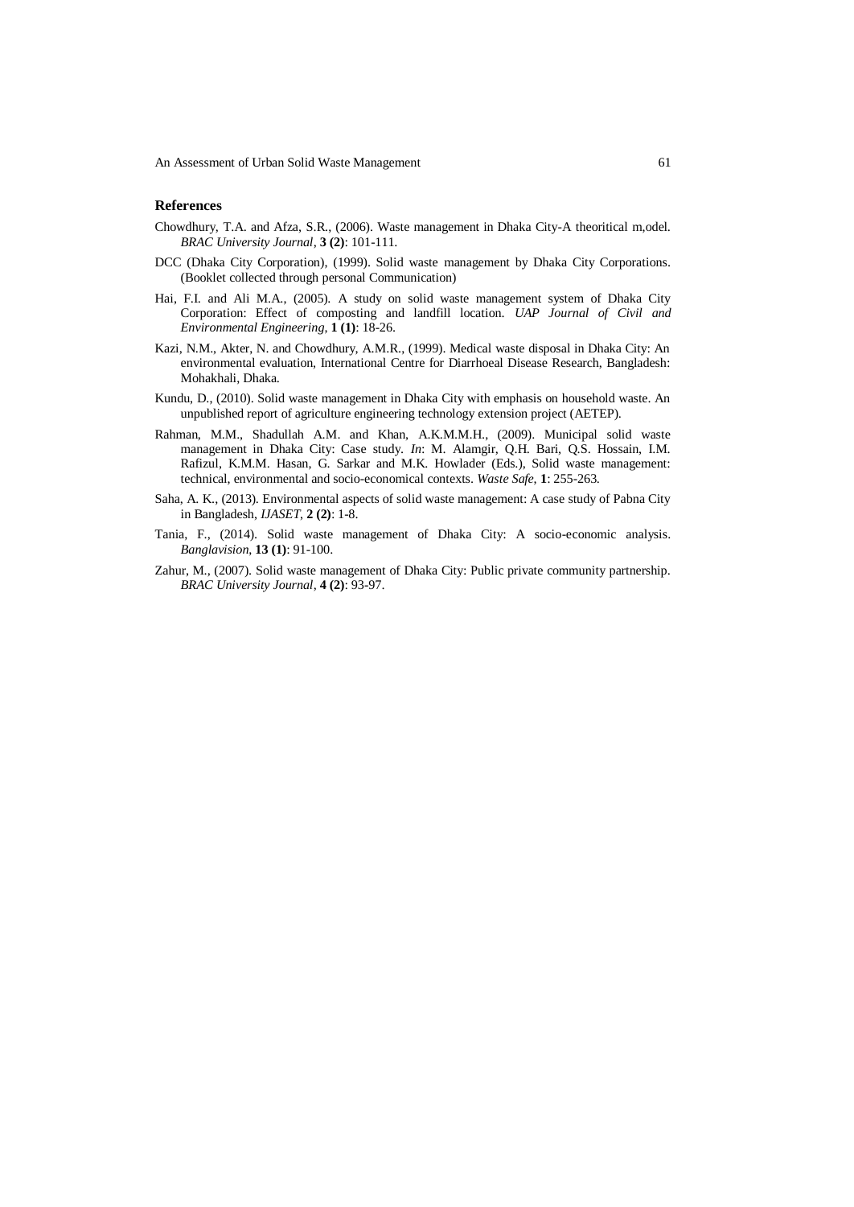## References

Chowdhury, T.A. and Afza, S.R., (2006). Waste management in Dhaka City-A theoritical m,odel. *BRAC University Journal*, **3 (2)**: 101-111.

DCC (Dhaka City Corporation), (1999). Solid waste management by Dhaka City Corporations. (Booklet collected through personal Communication)

Hai, F.I. and Ali M.A., (2005). A study on solid waste management system of Dhaka City Corporation: Effect of composting and landfill location. *UAP Journal of Civil and Environmental Engineering*, **1 (1)**: 18-26.

Kazi, N.M., Akter, N. and Chowdhury, A.M.R., (1999). Medical waste disposal in Dhaka City: An environmental evaluation, International Centre for Diarrhoeal Disease Research, Bangladesh: Mohakhali, Dhaka.

Kundu, D., (2010). Solid waste management in Dhaka City with emphasis on household waste. An unpublished report of agriculture engineering technology extension project (AETEP).

Rahman, M.M., Shadullah A.M. and Khan, A.K.M.M.H., (2009). Municipal solid waste management in Dhaka City: Case study. *In*: M. Alamgir, Q.H. Bari, Q.S. Hossain, I.M. Rafizul, K.M.M. Hasan, G. Sarkar and M.K. Howlader (Eds.), Solid waste management: technical, environmental and socio-economical contexts. *Waste Safe*, **1**: 255-263.

Saha, A. K., (2013). Environmental aspects of solid waste management: A case study of Pabna City in Bangladesh, *IJASET*, **2 (2)**: 1-8.

Tania, F., (2014). Solid waste management of Dhaka City: A socio-economic analysis. *Banglavision*, **13 (1)**: 91-100.

Zahur, M., (2007). Solid waste management of Dhaka City: Public private community partnership. *BRAC University Journal*, **4 (2)**: 93-97.